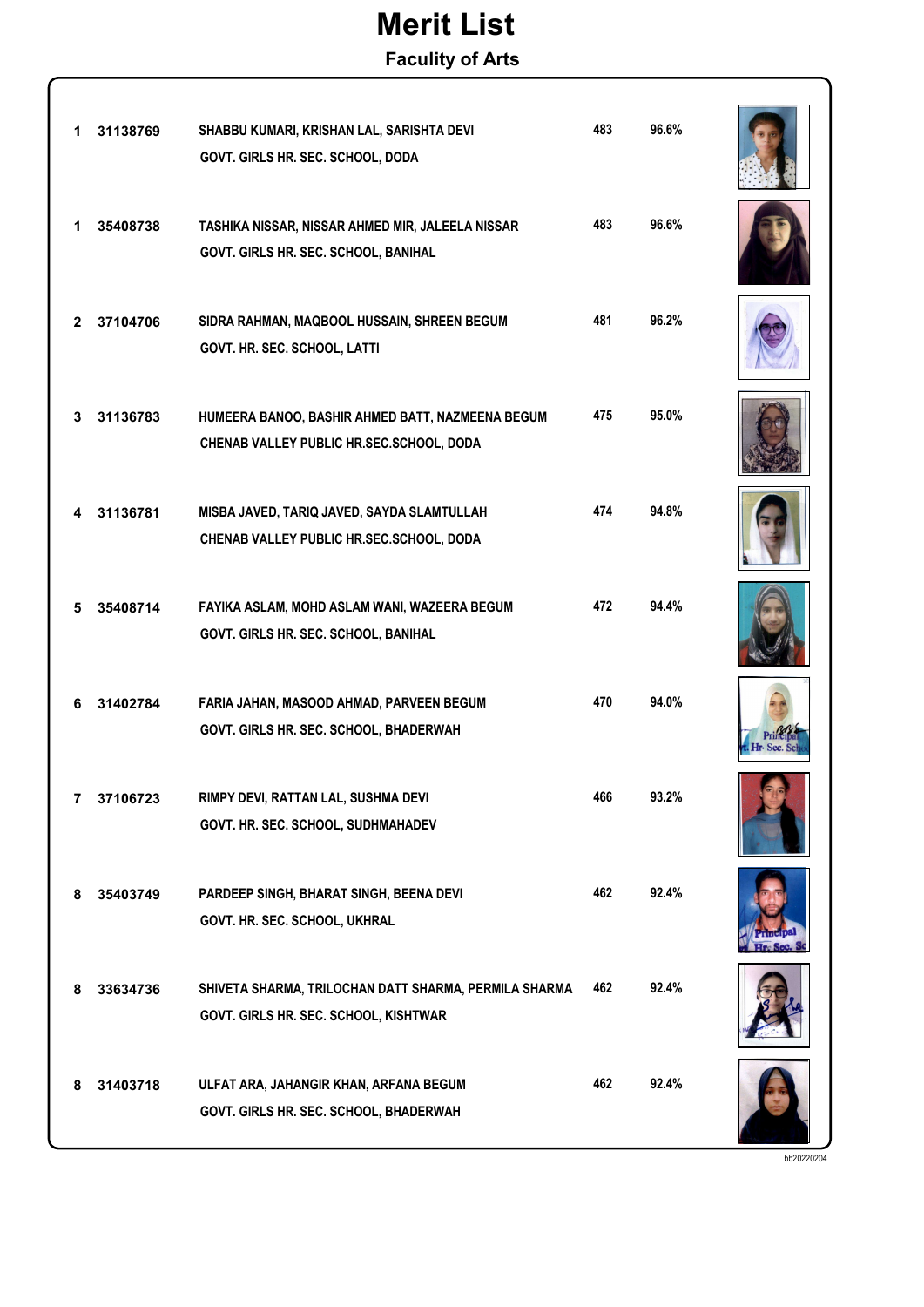# Merit List

## Faculty of Arts

| Rank | Roll No. | Name, Father's Name, Mother's Name / School | Marks | Percentage |
|---|---|---|---|---|
| 1 | 31138769 | SHABBU KUMARI, KRISHAN LAL, SARISHTA DEVI<br>GOVT. GIRLS HR. SEC. SCHOOL, DODA | 483 | 96.6% |
| 1 | 35408738 | TASHIKA NISSAR, NISSAR AHMED MIR, JALEELA NISSAR<br>GOVT. GIRLS HR. SEC. SCHOOL, BANIHAL | 483 | 96.6% |
| 2 | 37104706 | SIDRA RAHMAN, MAQBOOL HUSSAIN, SHREEN BEGUM<br>GOVT. HR. SEC. SCHOOL, LATTI | 481 | 96.2% |
| 3 | 31136783 | HUMEERA BANOO, BASHIR AHMED BATT, NAZMEENA BEGUM<br>CHENAB VALLEY PUBLIC HR.SEC.SCHOOL, DODA | 475 | 95.0% |
| 4 | 31136781 | MISBA JAVED, TARIQ JAVED, SAYDA SLAMTULLAH<br>CHENAB VALLEY PUBLIC HR.SEC.SCHOOL, DODA | 474 | 94.8% |
| 5 | 35408714 | FAYIKA ASLAM, MOHD ASLAM WANI, WAZEERA BEGUM<br>GOVT. GIRLS HR. SEC. SCHOOL, BANIHAL | 472 | 94.4% |
| 6 | 31402784 | FARIA JAHAN, MASOOD AHMAD, PARVEEN BEGUM<br>GOVT. GIRLS HR. SEC. SCHOOL, BHADERWAH | 470 | 94.0% |
| 7 | 37106723 | RIMPY DEVI, RATTAN LAL, SUSHMA DEVI<br>GOVT. HR. SEC. SCHOOL, SUDHMAHADEV | 466 | 93.2% |
| 8 | 35403749 | PARDEEP SINGH, BHARAT SINGH, BEENA DEVI<br>GOVT. HR. SEC. SCHOOL, UKHRAL | 462 | 92.4% |
| 8 | 33634736 | SHIVETA SHARMA, TRILOCHAN DATT SHARMA, PERMILA SHARMA<br>GOVT. GIRLS HR. SEC. SCHOOL, KISHTWAR | 462 | 92.4% |
| 8 | 31403718 | ULFAT ARA, JAHANGIR KHAN, ARFANA BEGUM<br>GOVT. GIRLS HR. SEC. SCHOOL, BHADERWAH | 462 | 92.4% |

bb20220204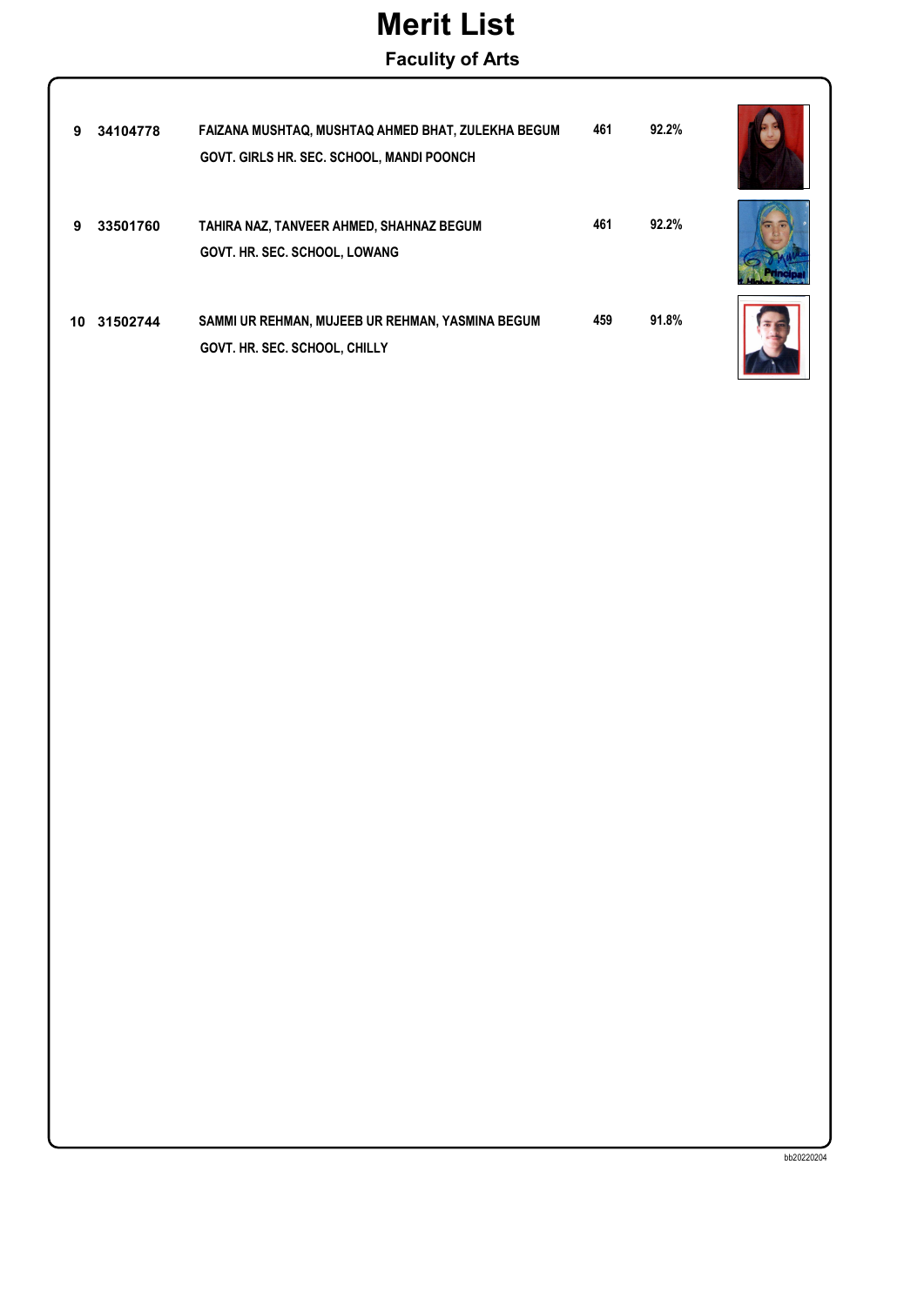# Merit List

## Faculty of Arts

| | | | | |
|---|---|---|---|---|
| 9 | 34104778 | FAIZANA MUSHTAQ, MUSHTAQ AHMED BHAT, ZULEKHA BEGUM<br>GOVT. GIRLS HR. SEC. SCHOOL, MANDI POONCH | 461 | 92.2% |
| 9 | 33501760 | TAHIRA NAZ, TANVEER AHMED, SHAHNAZ BEGUM<br>GOVT. HR. SEC. SCHOOL, LOWANG | 461 | 92.2% |
| 10 | 31502744 | SAMMI UR REHMAN, MUJEEB UR REHMAN, YASMINA BEGUM<br>GOVT. HR. SEC. SCHOOL, CHILLY | 459 | 91.8% |

bb20220204